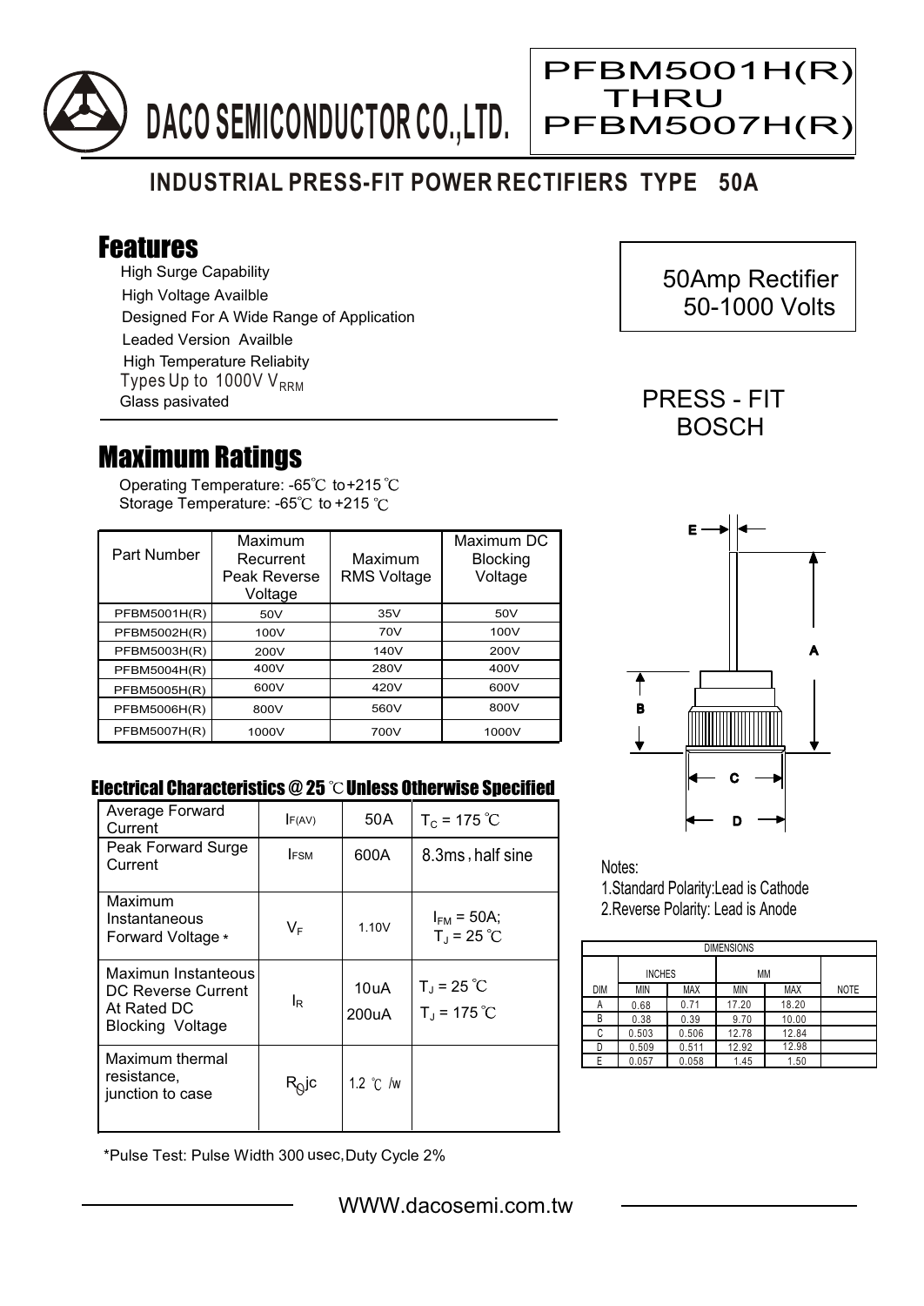# DACO SEMICONDUCTOR CO.,LTD.

**PFBM5001H(R) THRU PFBM5007H(R)**

## INDUSTRIAL PRESS-FIT POWER RECTIFIERS TYPE 50A

## Features

- High Surge Capability
- High Voltage Availble
- Designed For A Wide Range of Application
- Leaded Version Availble
- High Temperature Reliabity
- Types Up to 1000V $V_{RRM}$
- Glass pasivated

50Amp Rectifier
50-1000 Volts

PRESS - FIT
BOSCH

## Maximum Ratings

Operating Temperature: -65℃ to +215 ℃
Storage Temperature: -65℃ to +215 ℃

| Part Number | Maximum Recurrent Peak Reverse Voltage | Maximum RMS Voltage | Maximum DC Blocking Voltage |
|---|---|---|---|
| PFBM5001H(R) | 50V | 35V | 50V |
| PFBM5002H(R) | 100V | 70V | 100V |
| PFBM5003H(R) | 200V | 140V | 200V |
| PFBM5004H(R) | 400V | 280V | 400V |
| PFBM5005H(R) | 600V | 420V | 600V |
| PFBM5006H(R) | 800V | 560V | 800V |
| PFBM5007H(R) | 1000V | 700V | 1000V |

### Electrical Characteristics @ 25 ℃ Unless Otherwise Specified

| | | | |
|---|---|---|---|
| Average Forward Current | $I_{F(AV)}$ | 50A | $T_C$ = 175 ℃ |
| Peak Forward Surge Current | $I_{FSM}$ | 600A | 8.3ms, half sine |
| Maximum Instantaneous Forward Voltage * | $V_F$ | 1.10V | $I_{FM}$ = 50A; $T_J$ = 25 ℃ |
| Maximun Instanteous DC Reverse Current At Rated DC Blocking Voltage | $I_R$ | 10uA<br>200uA | $T_J$ = 25 ℃<br>$T_J$ = 175 ℃ |
| Maximum thermal resistance, junction to case | $R_{\theta}jc$ | 1.2 ℃ /w | |

*Pulse Test: Pulse Width 300 usec, Duty Cycle 2%

Notes:
1. Standard Polarity: Lead is Cathode
2. Reverse Polarity: Lead is Anode

| DIMENSIONS | | | | | |
|---|---|---|---|---|---|
| | INCHES | | MM | | |
| DIM | MIN | MAX | MIN | MAX | NOTE |
| A | 0.68 | 0.71 | 17.20 | 18.20 | |
| B | 0.38 | 0.39 | 9.70 | 10.00 | |
| C | 0.503 | 0.506 | 12.78 | 12.84 | |
| D | 0.509 | 0.511 | 12.92 | 12.98 | |
| E | 0.057 | 0.058 | 1.45 | 1.50 | |

WWW.dacosemi.com.tw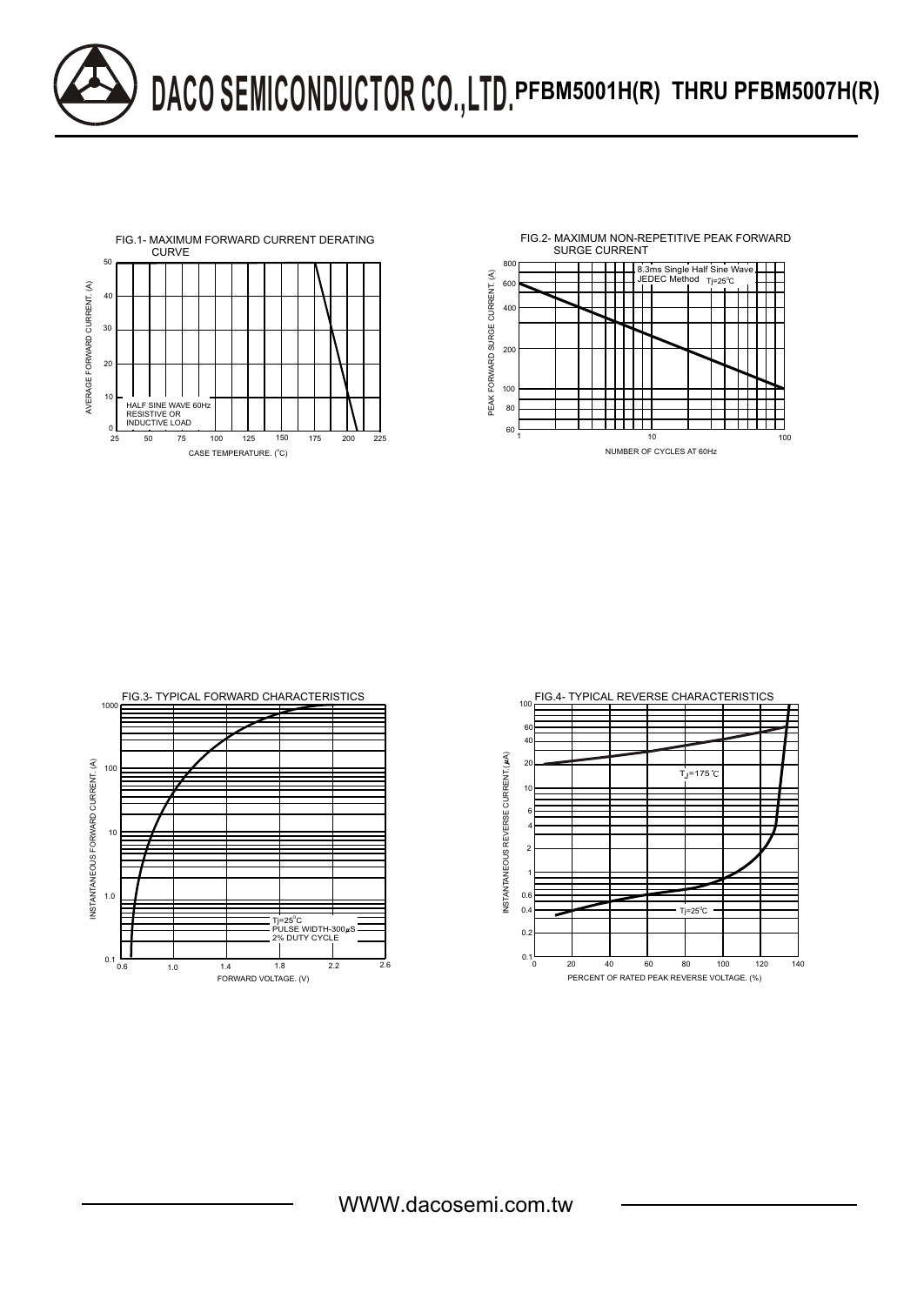FIG.1- MAXIMUM FORWARD CURRENT DERATING CURVE

AVERAGE FORWARD CURRENT. (A)

50
40
30
20
10
0

25 50 75 100 125 150 175 200 225

CASE TEMPERATURE. (°C)

HALF SINE WAVE 60Hz
RESISTIVE OR
INDUCTIVE LOAD

FIG.2- MAXIMUM NON-REPETITIVE PEAK FORWARD SURGE CURRENT

PEAK FORWARD SURGE CURRENT. (A)

800
600
400
200
100
80
60

1 10 100

NUMBER OF CYCLES AT 60Hz

8.3ms Single Half Sine Wave
JEDEC Method Tj=25°C

FIG.3- TYPICAL FORWARD CHARACTERISTICS

INSTANTANEOUS FORWARD CURRENT. (A)

1000
100
10
1.0
0.1

0.6 1.0 1.4 1.8 2.2 2.6

FORWARD VOLTAGE. (V)

Tj=25°C
PULSE WIDTH-300μS
2% DUTY CYCLE

FIG.4- TYPICAL REVERSE CHARACTERISTICS

INSTANTANEOUS REVERSE CURRENT.(μA)

100
60
40
20
10
6
4
2
1
0.6
0.4
0.2
0.1

0 20 40 60 80 100 120 140

PERCENT OF RATED PEAK REVERSE VOLTAGE. (%)

$T_J$=175°C

Tj=25°C

WWW.dacosemi.com.tw